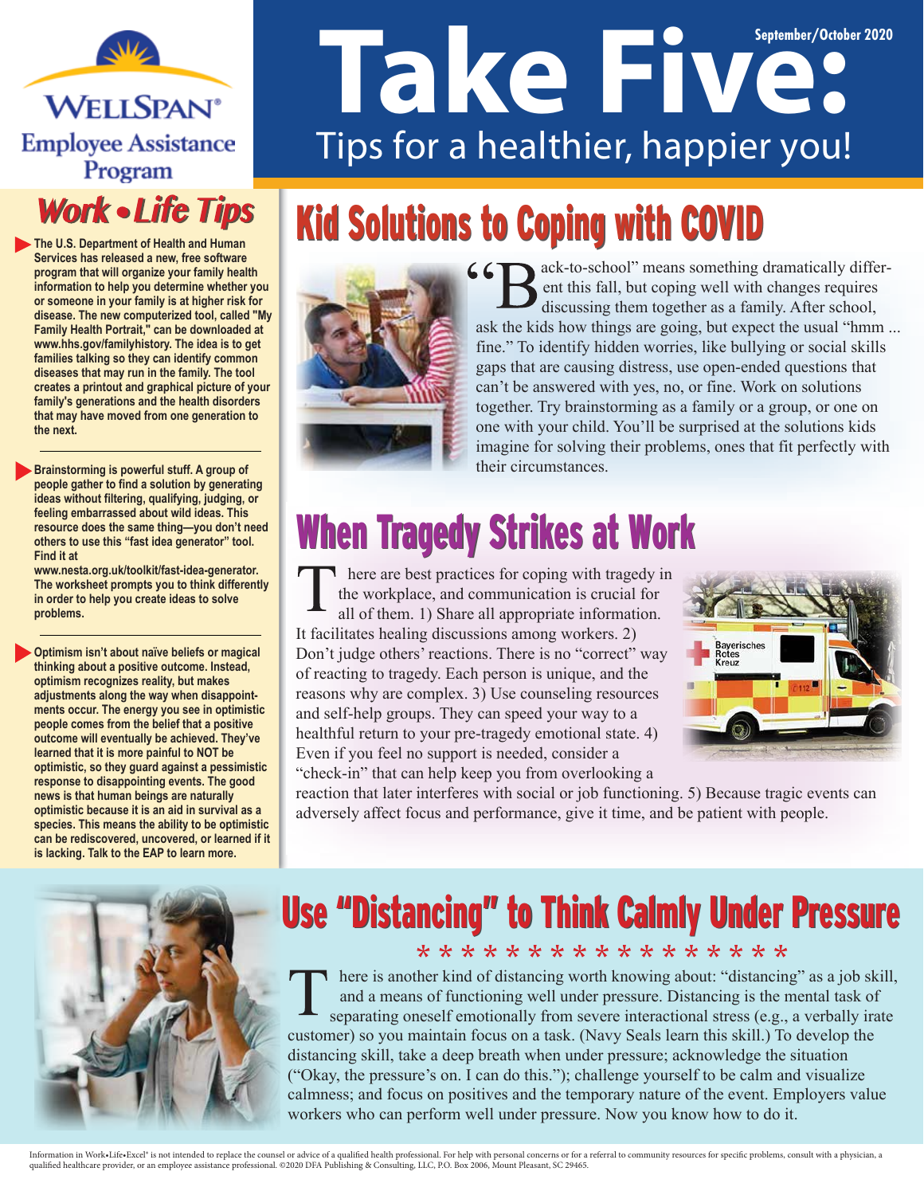WELLSPAN® Employee Assistance Program

# Take Five: Tips for a healthier, happier you!

September/October 2020

## Work • Life Tips

- The U.S. Department of Health and Human Services has released a new, free software program that will organize your family health information to help you determine whether you or someone in your family is at higher risk for disease. The new computerized tool, called "My Family Health Portrait," can be downloaded at www.hhs.gov/familyhistory. The idea is to get families talking so they can identify common diseases that may run in the family. The tool creates a printout and graphical picture of your family's generations and the health disorders that may have moved from one generation to the next.

- Brainstorming is powerful stuff. A group of people gather to find a solution by generating ideas without filtering, qualifying, judging, or feeling embarrassed about wild ideas. This resource does the same thing—you don't need others to use this "fast idea generator" tool. Find it at www.nesta.org.uk/toolkit/fast-idea-generator. The worksheet prompts you to think differently in order to help you create ideas to solve problems.

- Optimism isn't about naïve beliefs or magical thinking about a positive outcome. Instead, optimism recognizes reality, but makes adjustments along the way when disappointments occur. The energy you see in optimistic people comes from the belief that a positive outcome will eventually be achieved. They've learned that it is more painful to NOT be optimistic, so they guard against a pessimistic response to disappointing events. The good news is that human beings are naturally optimistic because it is an aid in survival as a species. This means the ability to be optimistic can be rediscovered, uncovered, or learned if it is lacking. Talk to the EAP to learn more.

## Kid Solutions to Coping with COVID

"Back-to-school" means something dramatically different this fall, but coping well with changes requires discussing them together as a family. After school, ask the kids how things are going, but expect the usual "hmm ... fine." To identify hidden worries, like bullying or social skills gaps that are causing distress, use open-ended questions that can't be answered with yes, no, or fine. Work on solutions together. Try brainstorming as a family or a group, or one on one with your child. You'll be surprised at the solutions kids imagine for solving their problems, ones that fit perfectly with their circumstances.

## When Tragedy Strikes at Work

There are best practices for coping with tragedy in the workplace, and communication is crucial for all of them. 1) Share all appropriate information. It facilitates healing discussions among workers. 2) Don't judge others' reactions. There is no "correct" way of reacting to tragedy. Each person is unique, and the reasons why are complex. 3) Use counseling resources and self-help groups. They can speed your way to a healthful return to your pre-tragedy emotional state. 4) Even if you feel no support is needed, consider a "check-in" that can help keep you from overlooking a reaction that later interferes with social or job functioning. 5) Because tragic events can adversely affect focus and performance, give it time, and be patient with people.

## Use "Distancing" to Think Calmly Under Pressure

\* \* \* \* \* \* \* \* \* \* \* \* \* \* \* \* \* \*

There is another kind of distancing worth knowing about: "distancing" as a job skill, and a means of functioning well under pressure. Distancing is the mental task of separating oneself emotionally from severe interactional stress (e.g., a verbally irate customer) so you maintain focus on a task. (Navy Seals learn this skill.) To develop the distancing skill, take a deep breath when under pressure; acknowledge the situation ("Okay, the pressure's on. I can do this."); challenge yourself to be calm and visualize calmness; and focus on positives and the temporary nature of the event. Employers value workers who can perform well under pressure. Now you know how to do it.

Information in Work•Life•Excel® is not intended to replace the counsel or advice of a qualified health professional. For help with personal concerns or for a referral to community resources for specific problems, consult with a physician, a qualified healthcare provider, or an employee assistance professional. ©2020 DFA Publishing & Consulting, LLC, P.O. Box 2006, Mount Pleasant, SC 29465.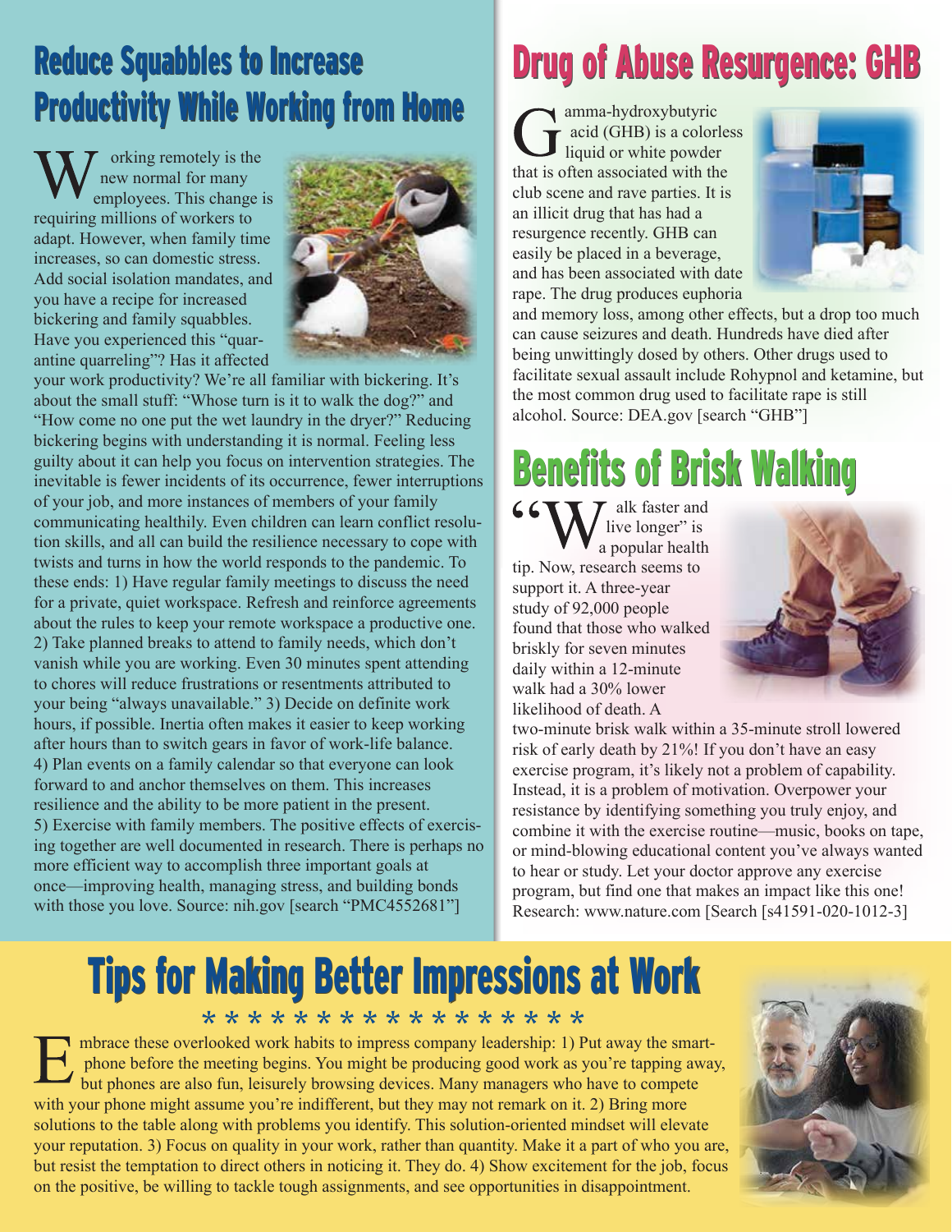## Reduce Squabbles to Increase Productivity While Working from Home

Working remotely is the new normal for many employees. This change is requiring millions of workers to adapt. However, when family time increases, so can domestic stress. Add social isolation mandates, and you have a recipe for increased bickering and family squabbles. Have you experienced this "quarantine quarreling"? Has it affected your work productivity? We're all familiar with bickering. It's about the small stuff: "Whose turn is it to walk the dog?" and "How come no one put the wet laundry in the dryer?" Reducing bickering begins with understanding it is normal. Feeling less guilty about it can help you focus on intervention strategies. The inevitable is fewer incidents of its occurrence, fewer interruptions of your job, and more instances of members of your family communicating healthily. Even children can learn conflict resolution skills, and all can build the resilience necessary to cope with twists and turns in how the world responds to the pandemic. To these ends: 1) Have regular family meetings to discuss the need for a private, quiet workspace. Refresh and reinforce agreements about the rules to keep your remote workspace a productive one. 2) Take planned breaks to attend to family needs, which don't vanish while you are working. Even 30 minutes spent attending to chores will reduce frustrations or resentments attributed to your being "always unavailable." 3) Decide on definite work hours, if possible. Inertia often makes it easier to keep working after hours than to switch gears in favor of work-life balance. 4) Plan events on a family calendar so that everyone can look forward to and anchor themselves on them. This increases resilience and the ability to be more patient in the present. 5) Exercise with family members. The positive effects of exercising together are well documented in research. There is perhaps no more efficient way to accomplish three important goals at once—improving health, managing stress, and building bonds with those you love. Source: nih.gov [search "PMC4552681"]

## Drug of Abuse Resurgence: GHB

Gamma-hydroxybutyric acid (GHB) is a colorless liquid or white powder that is often associated with the club scene and rave parties. It is an illicit drug that has had a resurgence recently. GHB can easily be placed in a beverage, and has been associated with date rape. The drug produces euphoria and memory loss, among other effects, but a drop too much can cause seizures and death. Hundreds have died after being unwittingly dosed by others. Other drugs used to facilitate sexual assault include Rohypnol and ketamine, but the most common drug used to facilitate rape is still alcohol. Source: DEA.gov [search "GHB"]

## Benefits of Brisk Walking

"Walk faster and live longer" is a popular health tip. Now, research seems to support it. A three-year study of 92,000 people found that those who walked briskly for seven minutes daily within a 12-minute walk had a 30% lower likelihood of death. A two-minute brisk walk within a 35-minute stroll lowered risk of early death by 21%! If you don't have an easy exercise program, it's likely not a problem of capability. Instead, it is a problem of motivation. Overpower your resistance by identifying something you truly enjoy, and combine it with the exercise routine—music, books on tape, or mind-blowing educational content you've always wanted to hear or study. Let your doctor approve any exercise program, but find one that makes an impact like this one! Research: www.nature.com [Search [s41591-020-1012-3]

## Tips for Making Better Impressions at Work

\* \* \* \* \* \* \* \* \* \* \* \* \* \* \* \* \* \* \*

Embrace these overlooked work habits to impress company leadership: 1) Put away the smartphone before the meeting begins. You might be producing good work as you're tapping away, but phones are also fun, leisurely browsing devices. Many managers who have to compete with your phone might assume you're indifferent, but they may not remark on it. 2) Bring more solutions to the table along with problems you identify. This solution-oriented mindset will elevate your reputation. 3) Focus on quality in your work, rather than quantity. Make it a part of who you are, but resist the temptation to direct others in noticing it. They do. 4) Show excitement for the job, focus on the positive, be willing to tackle tough assignments, and see opportunities in disappointment.